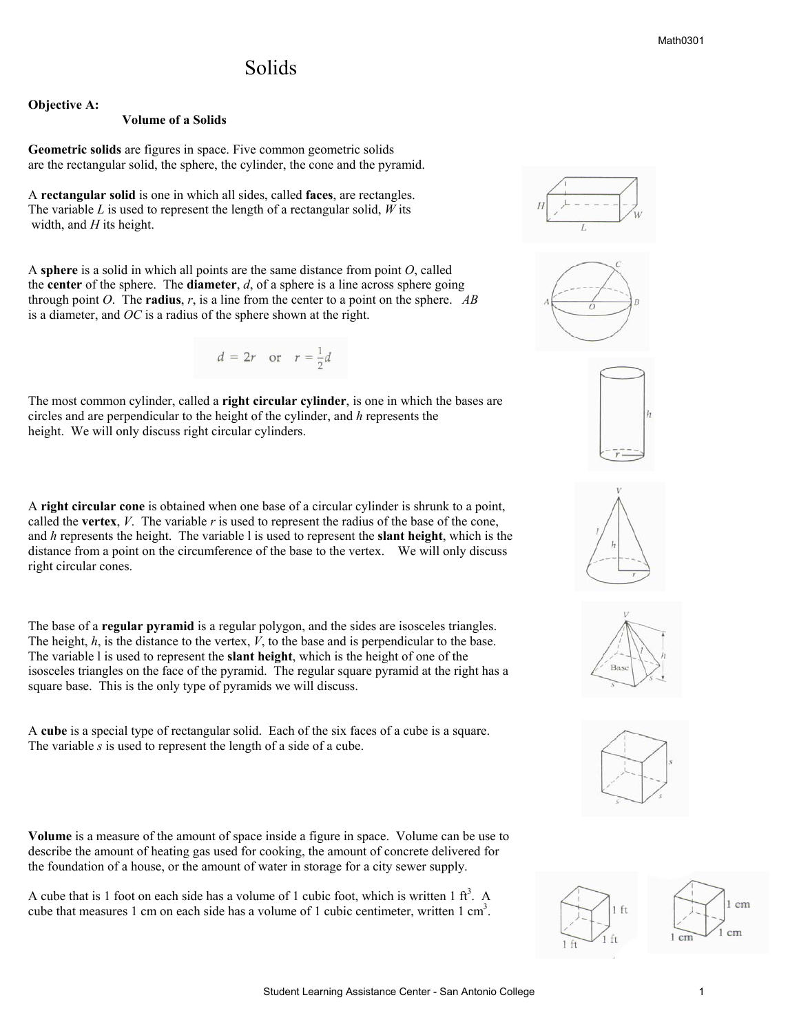# Solids

**Objective A:**

**Volume of a Solids**

**Geometric solids** are figures in space. Five common geometric solids are the rectangular solid, the sphere, the cylinder, the cone and the pyramid.

A **rectangular solid** is one in which all sides, called **faces**, are rectangles. The variable $L$ is used to represent the length of a rectangular solid, $W$ its width, and $H$ its height.

A **sphere** is a solid in which all points are the same distance from point $O$, called the **center** of the sphere. The **diameter**, $d$, of a sphere is a line across sphere going through point $O$. The **radius**, $r$, is a line from the center to a point on the sphere. $AB$ is a diameter, and $OC$ is a radius of the sphere shown at the right.

$$d = 2r \quad \text{or} \quad r = \frac{1}{2}d$$

The most common cylinder, called a **right circular cylinder**, is one in which the bases are circles and are perpendicular to the height of the cylinder, and $h$ represents the height. We will only discuss right circular cylinders.

A **right circular cone** is obtained when one base of a circular cylinder is shrunk to a point, called the **vertex**, $V$. The variable $r$ is used to represent the radius of the base of the cone, and $h$ represents the height. The variable l is used to represent the **slant height**, which is the distance from a point on the circumference of the base to the vertex. We will only discuss right circular cones.

The base of a **regular pyramid** is a regular polygon, and the sides are isosceles triangles. The height, $h$, is the distance to the vertex, $V$, to the base and is perpendicular to the base. The variable l is used to represent the **slant height**, which is the height of one of the isosceles triangles on the face of the pyramid. The regular square pyramid at the right has a square base. This is the only type of pyramids we will discuss.

A **cube** is a special type of rectangular solid. Each of the six faces of a cube is a square. The variable $s$ is used to represent the length of a side of a cube.

**Volume** is a measure of the amount of space inside a figure in space. Volume can be use to describe the amount of heating gas used for cooking, the amount of concrete delivered for the foundation of a house, or the amount of water in storage for a city sewer supply.

A cube that is 1 foot on each side has a volume of 1 cubic foot, which is written 1 $ft^3$. A cube that measures 1 cm on each side has a volume of 1 cubic centimeter, written 1 $cm^3$.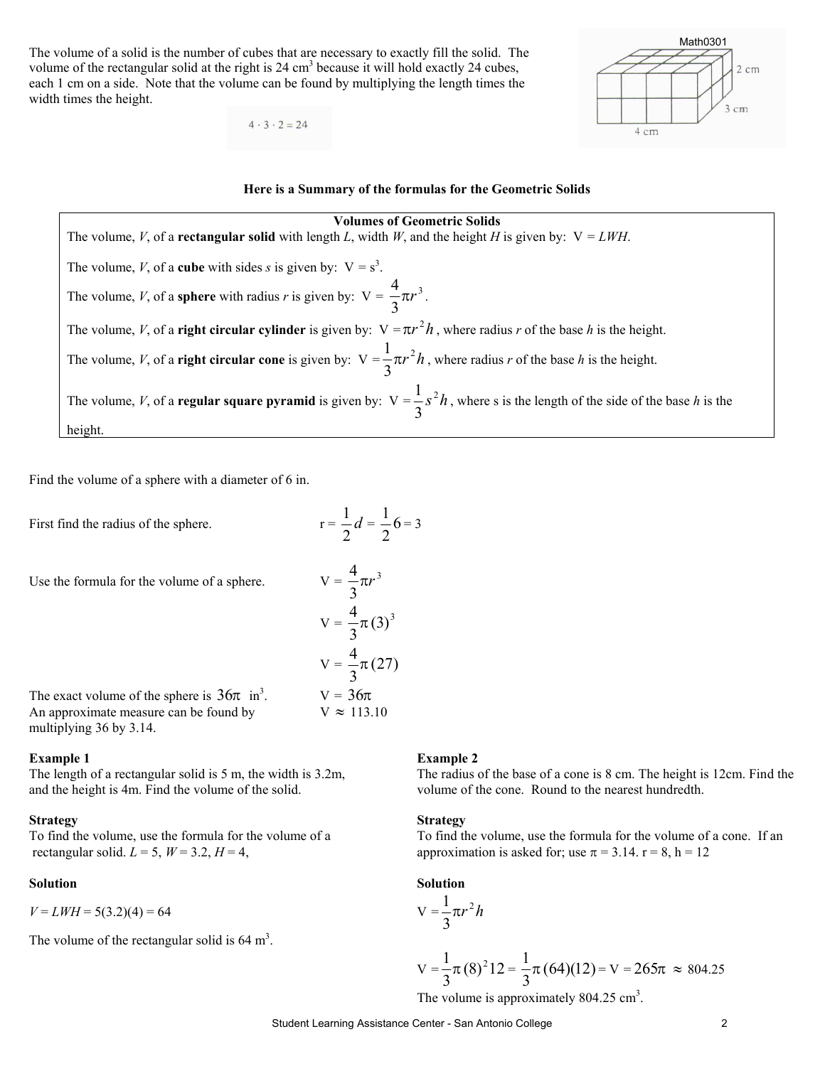The volume of a solid is the number of cubes that are necessary to exactly fill the solid. The volume of the rectangular solid at the right is 24 $cm^3$ because it will hold exactly 24 cubes, each 1 cm on a side. Note that the volume can be found by multiplying the length times the width times the height.

$$4 \cdot 3 \cdot 2 = 24$$

**Here is a Summary of the formulas for the Geometric Solids**

**Volumes of Geometric Solids**

The volume, $V$, of a **rectangular solid** with length $L$, width $W$, and the height $H$ is given by: $V = LWH$.

The volume, $V$, of a **cube** with sides $s$ is given by: $V = s^3$.

The volume, $V$, of a **sphere** with radius $r$ is given by: $V = \frac{4}{3}\pi r^3$.

The volume, $V$, of a **right circular cylinder** is given by: $V = \pi r^2 h$, where radius $r$ of the base $h$ is the height.

The volume, $V$, of a **right circular cone** is given by: $V = \frac{1}{3}\pi r^2 h$, where radius $r$ of the base $h$ is the height.

The volume, $V$, of a **regular square pyramid** is given by: $V = \frac{1}{3}s^2 h$, where s is the length of the side of the base $h$ is the height.

Find the volume of a sphere with a diameter of 6 in.

First find the radius of the sphere. $r = \frac{1}{2}d = \frac{1}{2}6 = 3$

Use the formula for the volume of a sphere.

$$V = \frac{4}{3}\pi r^3$$

$$V = \frac{4}{3}\pi (3)^3$$

$$V = \frac{4}{3}\pi (27)$$

The exact volume of the sphere is $36\pi$ $in^3$. $V = 36\pi$

An approximate measure can be found by multiplying 36 by 3.14. $V \approx 113.10$

**Example 1**

The length of a rectangular solid is 5 m, the width is 3.2m, and the height is 4m. Find the volume of the solid.

**Strategy**

To find the volume, use the formula for the volume of a rectangular solid. $L = 5$, $W = 3.2$, $H = 4$,

**Solution**

$V = LWH = 5(3.2)(4) = 64$

The volume of the rectangular solid is 64 $m^3$.

**Example 2**

The radius of the base of a cone is 8 cm. The height is 12cm. Find the volume of the cone. Round to the nearest hundredth.

**Strategy**

To find the volume, use the formula for the volume of a cone. If an approximation is asked for; use $\pi = 3.14$. r = 8, h = 12

**Solution**

$$V = \frac{1}{3}\pi r^2 h$$

$$V = \frac{1}{3}\pi (8)^2 12 = \frac{1}{3}\pi (64)(12) = V = 265\pi \approx 804.25$$

The volume is approximately 804.25 $cm^3$.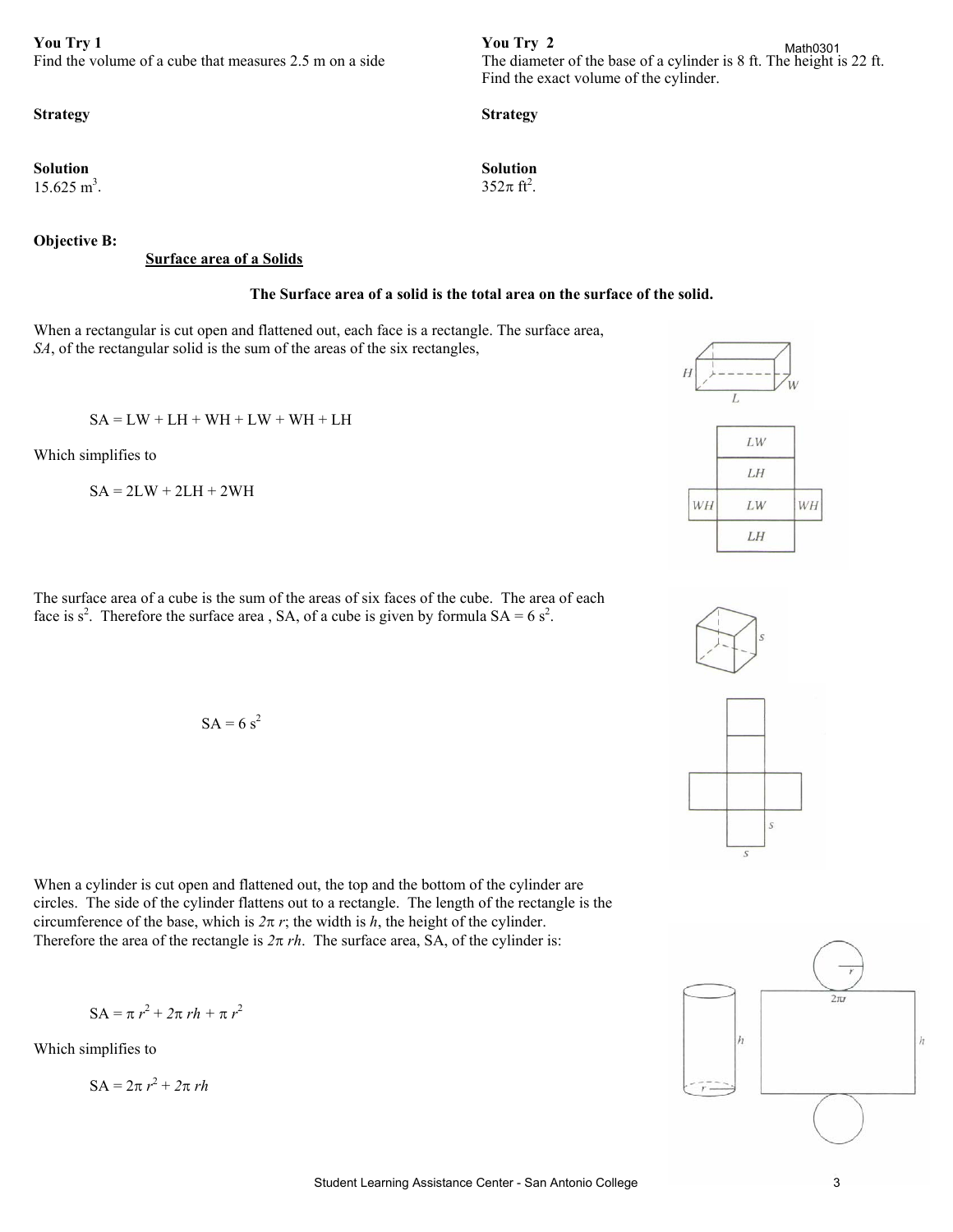**You Try 1**
Find the volume of a cube that measures 2.5 m on a side

**Strategy**

**Solution**
15.625 $m^3$.

**You Try 2**
The diameter of the base of a cylinder is 8 ft. The height is 22 ft. Find the exact volume of the cylinder.

**Strategy**

**Solution**
$352\pi$ $ft^2$.

**Objective B:**

**Surface area of a Solids**

**The Surface area of a solid is the total area on the surface of the solid.**

When a rectangular is cut open and flattened out, each face is a rectangle. The surface area, *SA*, of the rectangular solid is the sum of the areas of the six rectangles,

$$SA = LW + LH + WH + LW + WH + LH$$

Which simplifies to

$$SA = 2LW + 2LH + 2WH$$

The surface area of a cube is the sum of the areas of six faces of the cube. The area of each face is $s^2$. Therefore the surface area , SA, of a cube is given by formula $SA = 6\ s^2$.

$$SA = 6\ s^2$$

When a cylinder is cut open and flattened out, the top and the bottom of the cylinder are circles. The side of the cylinder flattens out to a rectangle. The length of the rectangle is the circumference of the base, which is $2\pi r$; the width is $h$, the height of the cylinder. Therefore the area of the rectangle is $2\pi rh$. The surface area, SA, of the cylinder is:

$$SA = \pi r^2 + 2\pi rh + \pi r^2$$

Which simplifies to

$$SA = 2\pi r^2 + 2\pi rh$$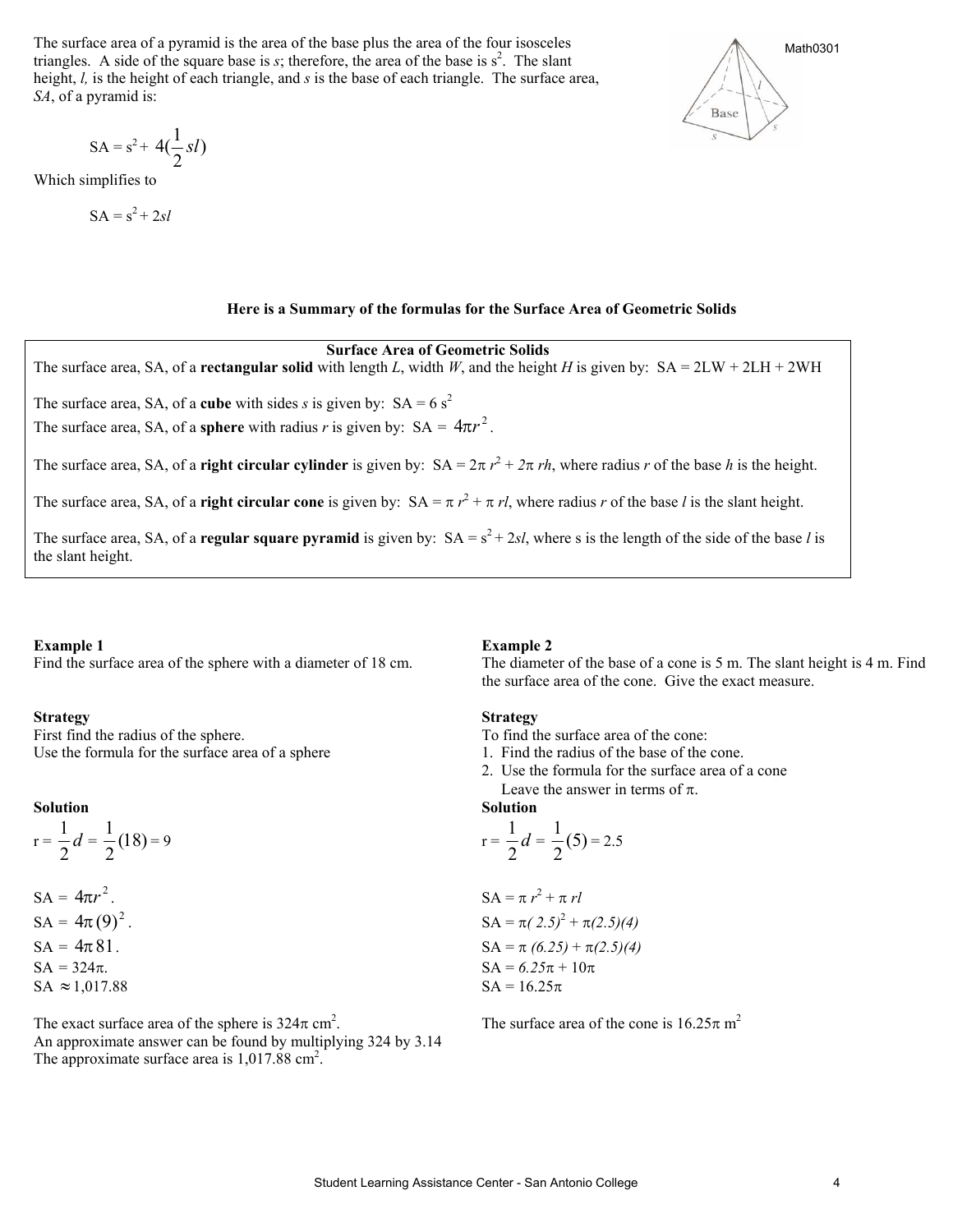The surface area of a pyramid is the area of the base plus the area of the four isosceles triangles. A side of the square base is $s$; therefore, the area of the base is $s^2$. The slant height, $l$, is the height of each triangle, and $s$ is the base of each triangle. The surface area, *SA*, of a pyramid is:

$$SA = s^2 + 4\left(\frac{1}{2}sl\right)$$

Which simplifies to

$$SA = s^2 + 2sl$$

**Here is a Summary of the formulas for the Surface Area of Geometric Solids**

**Surface Area of Geometric Solids**

The surface area, SA, of a **rectangular solid** with length $L$, width $W$, and the height $H$ is given by: $SA = 2LW + 2LH + 2WH$

The surface area, SA, of a **cube** with sides $s$ is given by: $SA = 6s^2$

The surface area, SA, of a **sphere** with radius $r$ is given by: $SA = 4\pi r^2$.

The surface area, SA, of a **right circular cylinder** is given by: $SA = 2\pi r^2 + 2\pi rh$, where radius $r$ of the base $h$ is the height.

The surface area, SA, of a **right circular cone** is given by: $SA = \pi r^2 + \pi rl$, where radius $r$ of the base $l$ is the slant height.

The surface area, SA, of a **regular square pyramid** is given by: $SA = s^2 + 2sl$, where s is the length of the side of the base $l$ is the slant height.

**Example 1**

Find the surface area of the sphere with a diameter of 18 cm.

**Strategy**

First find the radius of the sphere.
Use the formula for the surface area of a sphere

**Solution**

$r = \frac{1}{2}d = \frac{1}{2}(18) = 9$

$SA = 4\pi r^2$.
$SA = 4\pi(9)^2$.
$SA = 4\pi 81$.
$SA = 324\pi$.
$SA \approx 1{,}017.88$

The exact surface area of the sphere is $324\pi$ cm$^2$.
An approximate answer can be found by multiplying 324 by 3.14
The approximate surface area is 1,017.88 cm$^2$.

**Example 2**

The diameter of the base of a cone is 5 m. The slant height is 4 m. Find the surface area of the cone. Give the exact measure.

**Strategy**

To find the surface area of the cone:

1. Find the radius of the base of the cone.
2. Use the formula for the surface area of a cone
   Leave the answer in terms of $\pi$.

**Solution**

$r = \frac{1}{2}d = \frac{1}{2}(5) = 2.5$

$SA = \pi r^2 + \pi rl$
$SA = \pi(2.5)^2 + \pi(2.5)(4)$
$SA = \pi(6.25) + \pi(2.5)(4)$
$SA = 6.25\pi + 10\pi$
$SA = 16.25\pi$

The surface area of the cone is $16.25\pi$ m$^2$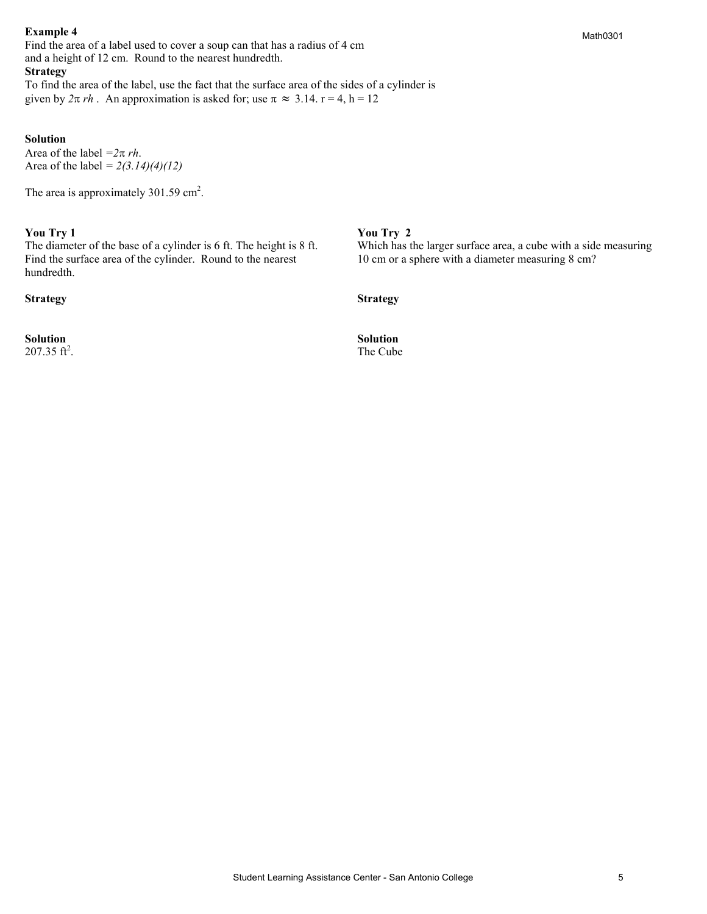**Example 4**

Find the area of a label used to cover a soup can that has a radius of 4 cm and a height of 12 cm. Round to the nearest hundredth.

**Strategy**

To find the area of the label, use the fact that the surface area of the sides of a cylinder is given by $2\pi rh$. An approximation is asked for; use $\pi \approx 3.14$. $r = 4$, $h = 12$

**Solution**

Area of the label $= 2\pi rh$.

Area of the label $= 2(3.14)(4)(12)$

The area is approximately 301.59 cm$^2$.

**You Try 1**

The diameter of the base of a cylinder is 6 ft. The height is 8 ft. Find the surface area of the cylinder. Round to the nearest hundredth.

**Strategy**

**Solution**

207.35 ft$^2$.

**You Try 2**

Which has the larger surface area, a cube with a side measuring 10 cm or a sphere with a diameter measuring 8 cm?

**Strategy**

**Solution**

The Cube